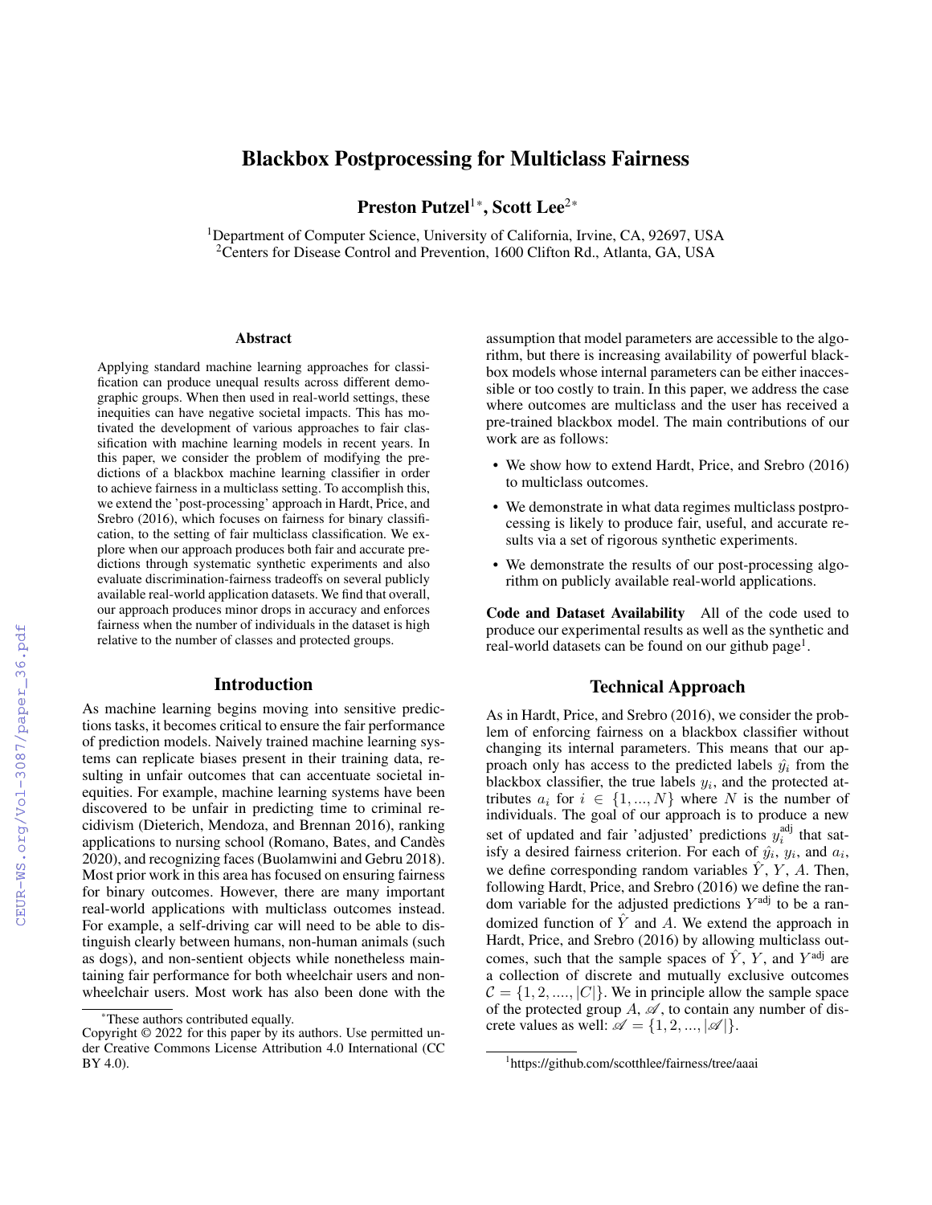# Blackbox Postprocessing for Multiclass Fairness

**Preston Putzel[1*], Scott Lee[2*]**

[1]Department of Computer Science, University of California, Irvine, CA, 92697, USA
[2]Centers for Disease Control and Prevention, 1600 Clifton Rd., Atlanta, GA, USA

## Abstract

Applying standard machine learning approaches for classification can produce unequal results across different demographic groups. When then used in real-world settings, these inequities can have negative societal impacts. This has motivated the development of various approaches to fair classification with machine learning models in recent years. In this paper, we consider the problem of modifying the predictions of a blackbox machine learning classifier in order to achieve fairness in a multiclass setting. To accomplish this, we extend the 'post-processing' approach in Hardt, Price, and Srebro (2016), which focuses on fairness for binary classification, to the setting of fair multiclass classification. We explore when our approach produces both fair and accurate predictions through systematic synthetic experiments and also evaluate discrimination-fairness tradeoffs on several publicly available real-world application datasets. We find that overall, our approach produces minor drops in accuracy and enforces fairness when the number of individuals in the dataset is high relative to the number of classes and protected groups.

## Introduction

As machine learning begins moving into sensitive predictions tasks, it becomes critical to ensure the fair performance of prediction models. Naively trained machine learning systems can replicate biases present in their training data, resulting in unfair outcomes that can accentuate societal inequities. For example, machine learning systems have been discovered to be unfair in predicting time to criminal recidivism (Dieterich, Mendoza, and Brennan 2016), ranking applications to nursing school (Romano, Bates, and Candès 2020), and recognizing faces (Buolamwini and Gebru 2018). Most prior work in this area has focused on ensuring fairness for binary outcomes. However, there are many important real-world applications with multiclass outcomes instead. For example, a self-driving car will need to be able to distinguish clearly between humans, non-human animals (such as dogs), and non-sentient objects while nonetheless maintaining fair performance for both wheelchair users and non-wheelchair users. Most work has also been done with the assumption that model parameters are accessible to the algorithm, but there is increasing availability of powerful blackbox models whose internal parameters can be either inaccessible or too costly to train. In this paper, we address the case where outcomes are multiclass and the user has received a pre-trained blackbox model. The main contributions of our work are as follows:

- We show how to extend Hardt, Price, and Srebro (2016) to multiclass outcomes.
- We demonstrate in what data regimes multiclass postprocessing is likely to produce fair, useful, and accurate results via a set of rigorous synthetic experiments.
- We demonstrate the results of our post-processing algorithm on publicly available real-world applications.

**Code and Dataset Availability** All of the code used to produce our experimental results as well as the synthetic and real-world datasets can be found on our github page[1].

## Technical Approach

As in Hardt, Price, and Srebro (2016), we consider the problem of enforcing fairness on a blackbox classifier without changing its internal parameters. This means that our approach only has access to the predicted labels $\hat{y}_i$ from the blackbox classifier, the true labels $y_i$, and the protected attributes $a_i$ for $i \in \{1, ..., N\}$ where $N$ is the number of individuals. The goal of our approach is to produce a new set of updated and fair 'adjusted' predictions $y_i^{\text{adj}}$ that satisfy a desired fairness criterion. For each of $\hat{y}_i$, $y_i$, and $a_i$, we define corresponding random variables $\hat{Y}$, $Y$, $A$. Then, following Hardt, Price, and Srebro (2016) we define the random variable for the adjusted predictions $Y^{\text{adj}}$ to be a randomized function of $\hat{Y}$ and $A$. We extend the approach in Hardt, Price, and Srebro (2016) by allowing multiclass outcomes, such that the sample spaces of $\hat{Y}$, $Y$, and $Y^{\text{adj}}$ are a collection of discrete and mutually exclusive outcomes $\mathcal{C} = \{1, 2, ...., |C|\}$. We in principle allow the sample space of the protected group $A$, $\mathscr{A}$, to contain any number of discrete values as well: $\mathscr{A} = \{1, 2, ..., |\mathscr{A}|\}$.

*These authors contributed equally.

Copyright © 2022 for this paper by its authors. Use permitted under Creative Commons License Attribution 4.0 International (CC BY 4.0).

[1]https://github.com/scotthlee/fairness/tree/aaai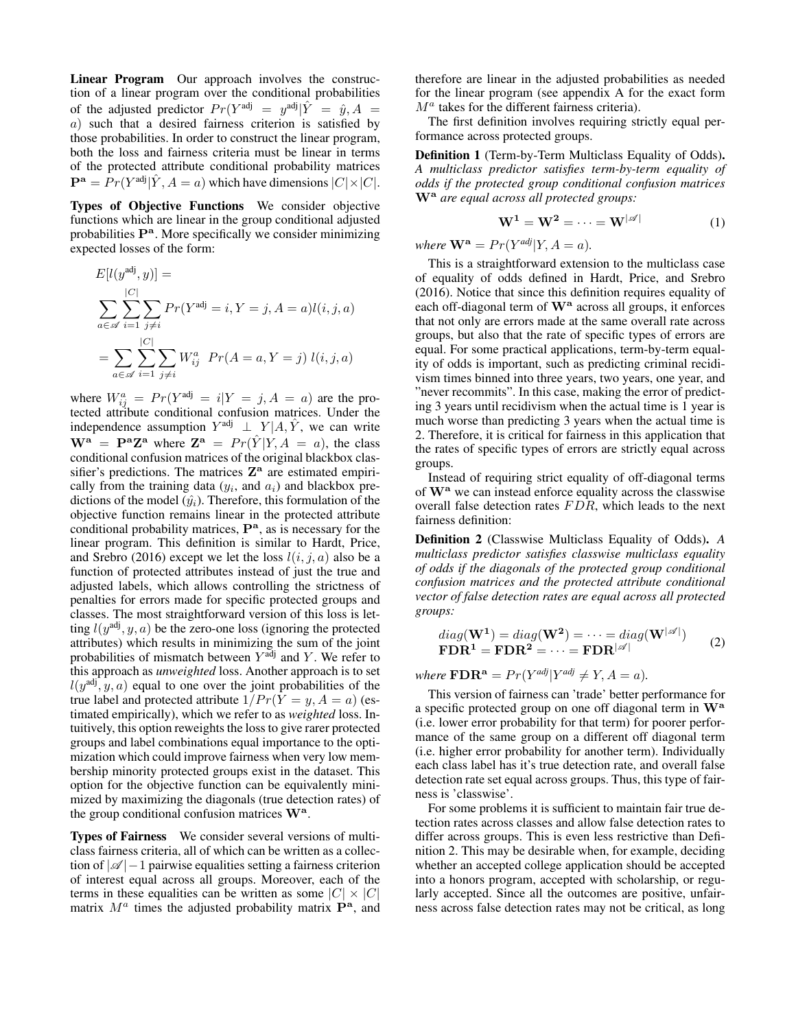**Linear Program** Our approach involves the construction of a linear program over the conditional probabilities of the adjusted predictor $Pr(Y^{\text{adj}} = y^{\text{adj}}|\hat{Y} = \hat{y}, A = a)$ such that a desired fairness criterion is satisfied by those probabilities. In order to construct the linear program, both the loss and fairness criteria must be linear in terms of the protected attribute conditional probability matrices $\mathbf{P^a} = Pr(Y^{\text{adj}}|\hat{Y}, A = a)$ which have dimensions $|C| \times |C|$.

**Types of Objective Functions** We consider objective functions which are linear in the group conditional adjusted probabilities $\mathbf{P^a}$. More specifically we consider minimizing expected losses of the form:

$$
\begin{aligned}
&E[l(y^{\text{adj}}, y)] = \\
&\sum_{a \in \mathscr{A}} \sum_{i=1}^{|C|} \sum_{j \neq i} Pr(Y^{\text{adj}} = i, Y = j, A = a) l(i, j, a) \\
&= \sum_{a \in \mathscr{A}} \sum_{i=1}^{|C|} \sum_{j \neq i} W_{ij}^{a} \;\; Pr(A = a, Y = j) \; l(i, j, a)
\end{aligned}
$$

where $W_{ij}^{a} = Pr(Y^{\text{adj}} = i|Y = j, A = a)$ are the protected attribute conditional confusion matrices. Under the independence assumption $Y^{\text{adj}} \perp Y|A, \hat{Y}$, we can write $\mathbf{W^a} = \mathbf{P^a Z^a}$ where $\mathbf{Z^a} = Pr(\hat{Y}|Y, A = a)$, the class conditional confusion matrices of the original blackbox classifier's predictions. The matrices $\mathbf{Z^a}$ are estimated empirically from the training data ($y_i$, and $a_i$) and blackbox predictions of the model ($\hat{y}_i$). Therefore, this formulation of the objective function remains linear in the protected attribute conditional probability matrices, $\mathbf{P^a}$, as is necessary for the linear program. This definition is similar to Hardt, Price, and Srebro (2016) except we let the loss $l(i, j, a)$ also be a function of protected attributes instead of just the true and adjusted labels, which allows controlling the strictness of penalties for errors made for specific protected groups and classes. The most straightforward version of this loss is letting $l(y^{\text{adj}}, y, a)$ be the zero-one loss (ignoring the protected attributes) which results in minimizing the sum of the joint probabilities of mismatch between $Y^{\text{adj}}$ and $Y$. We refer to this approach as *unweighted* loss. Another approach is to set $l(y^{\text{adj}}, y, a)$ equal to one over the joint probabilities of the true label and protected attribute $1/Pr(Y = y, A = a)$ (estimated empirically), which we refer to as *weighted* loss. Intuitively, this option reweights the loss to give rarer protected groups and label combinations equal importance to the optimization which could improve fairness when very low membership minority protected groups exist in the dataset. This option for the objective function can be equivalently minimized by maximizing the diagonals (true detection rates) of the group conditional confusion matrices $\mathbf{W^a}$.

**Types of Fairness** We consider several versions of multiclass fairness criteria, all of which can be written as a collection of $|\mathscr{A}| - 1$ pairwise equalities setting a fairness criterion of interest equal across all groups. Moreover, each of the terms in these equalities can be written as some $|C| \times |C|$ matrix $M^a$ times the adjusted probability matrix $\mathbf{P^a}$, and therefore are linear in the adjusted probabilities as needed for the linear program (see appendix A for the exact form $M^a$ takes for the different fairness criteria).

The first definition involves requiring strictly equal performance across protected groups.

**Definition 1** (Term-by-Term Multiclass Equality of Odds). *A multiclass predictor satisfies term-by-term equality of odds if the protected group conditional confusion matrices* $\mathbf{W^a}$ *are equal across all protected groups:*

$$
\mathbf{W^1} = \mathbf{W^2} = \cdots = \mathbf{W}^{|\mathscr{A}|} \tag{1}
$$

*where* $\mathbf{W^a} = Pr(Y^{adj}|Y, A = a)$.

This is a straightforward extension to the multiclass case of equality of odds defined in Hardt, Price, and Srebro (2016). Notice that since this definition requires equality of each off-diagonal term of $\mathbf{W^a}$ across all groups, it enforces that not only are errors made at the same overall rate across groups, but also that the rate of specific types of errors are equal. For some practical applications, term-by-term equality of odds is important, such as predicting criminal recidivism times binned into three years, two years, one year, and "never recommits". In this case, making the error of predicting 3 years until recidivism when the actual time is 1 year is much worse than predicting 3 years when the actual time is 2. Therefore, it is critical for fairness in this application that the rates of specific types of errors are strictly equal across groups.

Instead of requiring strict equality of off-diagonal terms of $\mathbf{W^a}$ we can instead enforce equality across the classwise overall false detection rates $FDR$, which leads to the next fairness definition:

**Definition 2** (Classwise Multiclass Equality of Odds). *A multiclass predictor satisfies classwise multiclass equality of odds if the diagonals of the protected group conditional confusion matrices and the protected attribute conditional vector of false detection rates are equal across all protected groups:*

$$
\begin{aligned}
&diag(\mathbf{W^1}) = diag(\mathbf{W^2}) = \cdots = diag(\mathbf{W}^{|\mathscr{A}|}) \\
&\mathbf{FDR^1} = \mathbf{FDR^2} = \cdots = \mathbf{FDR}^{|\mathscr{A}|}
\end{aligned} \tag{2}
$$

*where* $\mathbf{FDR^a} = Pr(Y^{adj}|Y^{adj} \neq Y, A = a)$.

This version of fairness can 'trade' better performance for a specific protected group on one off diagonal term in $\mathbf{W^a}$ (i.e. lower error probability for that term) for poorer performance of the same group on a different off diagonal term (i.e. higher error probability for another term). Individually each class label has it's true detection rate, and overall false detection rate set equal across groups. Thus, this type of fairness is 'classwise'.

For some problems it is sufficient to maintain fair true detection rates across classes and allow false detection rates to differ across groups. This is even less restrictive than Definition 2. This may be desirable when, for example, deciding whether an accepted college application should be accepted into a honors program, accepted with scholarship, or regularly accepted. Since all the outcomes are positive, unfairness across false detection rates may not be critical, as long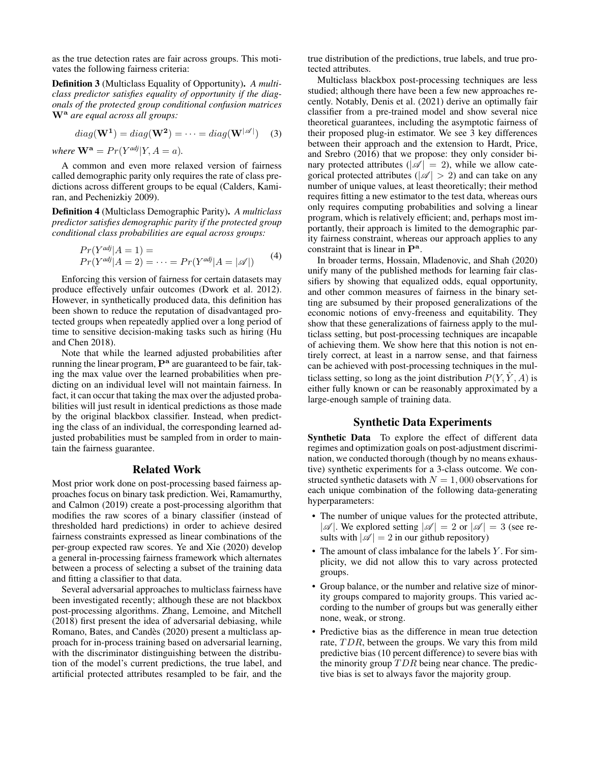as the true detection rates are fair across groups. This motivates the following fairness criteria:

**Definition 3** (Multiclass Equality of Opportunity)**.** *A multiclass predictor satisfies equality of opportunity if the diagonals of the protected group conditional confusion matrices* $\mathbf{W^a}$ *are equal across all groups:*

$$diag(\mathbf{W^1}) = diag(\mathbf{W^2}) = \cdots = diag(\mathbf{W}^{|\mathscr{A}|}) \quad (3)$$

*where* $\mathbf{W^a} = Pr(Y^{adj}|Y, A = a)$.

A common and even more relaxed version of fairness called demographic parity only requires the rate of class predictions across different groups to be equal (Calders, Kamiran, and Pechenizkiy 2009).

**Definition 4** (Multiclass Demographic Parity)**.** *A multiclass predictor satisfies demographic parity if the protected group conditional class probabilities are equal across groups:*

$$\begin{aligned} &Pr(Y^{adj}|A = 1) = \\ &Pr(Y^{adj}|A = 2) = \cdots = Pr(Y^{adj}|A = |\mathscr{A}|) \end{aligned} \quad (4)$$

Enforcing this version of fairness for certain datasets may produce effectively unfair outcomes (Dwork et al. 2012). However, in synthetically produced data, this definition has been shown to reduce the reputation of disadvantaged protected groups when repeatedly applied over a long period of time to sensitive decision-making tasks such as hiring (Hu and Chen 2018).

Note that while the learned adjusted probabilities after running the linear program, $\mathbf{P^a}$ are guaranteed to be fair, taking the max value over the learned probabilities when predicting on an individual level will not maintain fairness. In fact, it can occur that taking the max over the adjusted probabilities will just result in identical predictions as those made by the original blackbox classifier. Instead, when predicting the class of an individual, the corresponding learned adjusted probabilities must be sampled from in order to maintain the fairness guarantee.

## Related Work

Most prior work done on post-processing based fairness approaches focus on binary task prediction. Wei, Ramamurthy, and Calmon (2019) create a post-processing algorithm that modifies the raw scores of a binary classifier (instead of thresholded hard predictions) in order to achieve desired fairness constraints expressed as linear combinations of the per-group expected raw scores. Ye and Xie (2020) develop a general in-processing fairness framework which alternates between a process of selecting a subset of the training data and fitting a classifier to that data.

Several adversarial approaches to multiclass fairness have been investigated recently; although these are not blackbox post-processing algorithms. Zhang, Lemoine, and Mitchell (2018) first present the idea of adversarial debiasing, while Romano, Bates, and Candès (2020) present a multiclass approach for in-process training based on adversarial learning, with the discriminator distinguishing between the distribution of the model's current predictions, the true label, and artificial protected attributes resampled to be fair, and the true distribution of the predictions, true labels, and true protected attributes.

Multiclass blackbox post-processing techniques are less studied; although there have been a few new approaches recently. Notably, Denis et al. (2021) derive an optimally fair classifier from a pre-trained model and show several nice theoretical guarantees, including the asymptotic fairness of their proposed plug-in estimator. We see 3 key differences between their approach and the extension to Hardt, Price, and Srebro (2016) that we propose: they only consider binary protected attributes ($|\mathscr{A}| = 2$), while we allow categorical protected attributes ($|\mathscr{A}| > 2$) and can take on any number of unique values, at least theoretically; their method requires fitting a new estimator to the test data, whereas ours only requires computing probabilities and solving a linear program, which is relatively efficient; and, perhaps most importantly, their approach is limited to the demographic parity fairness constraint, whereas our approach applies to any constraint that is linear in $\mathbf{P^a}$.

In broader terms, Hossain, Mladenovic, and Shah (2020) unify many of the published methods for learning fair classifiers by showing that equalized odds, equal opportunity, and other common measures of fairness in the binary setting are subsumed by their proposed generalizations of the economic notions of envy-freeness and equitability. They show that these generalizations of fairness apply to the multiclass setting, but post-processing techniques are incapable of achieving them. We show here that this notion is not entirely correct, at least in a narrow sense, and that fairness can be achieved with post-processing techniques in the multiclass setting, so long as the joint distribution $P(Y, \hat{Y}, A)$ is either fully known or can be reasonably approximated by a large-enough sample of training data.

## Synthetic Data Experiments

**Synthetic Data** To explore the effect of different data regimes and optimization goals on post-adjustment discrimination, we conducted thorough (though by no means exhaustive) synthetic experiments for a 3-class outcome. We constructed synthetic datasets with $N = 1,000$ observations for each unique combination of the following data-generating hyperparameters:

- The number of unique values for the protected attribute, $|\mathscr{A}|$. We explored setting $|\mathscr{A}| = 2$ or $|\mathscr{A}| = 3$ (see results with $|\mathscr{A}| = 2$ in our github repository)
- The amount of class imbalance for the labels $Y$. For simplicity, we did not allow this to vary across protected groups.
- Group balance, or the number and relative size of minority groups compared to majority groups. This varied according to the number of groups but was generally either none, weak, or strong.
- Predictive bias as the difference in mean true detection rate, $TDR$, between the groups. We vary this from mild predictive bias (10 percent difference) to severe bias with the minority group $TDR$ being near chance. The predictive bias is set to always favor the majority group.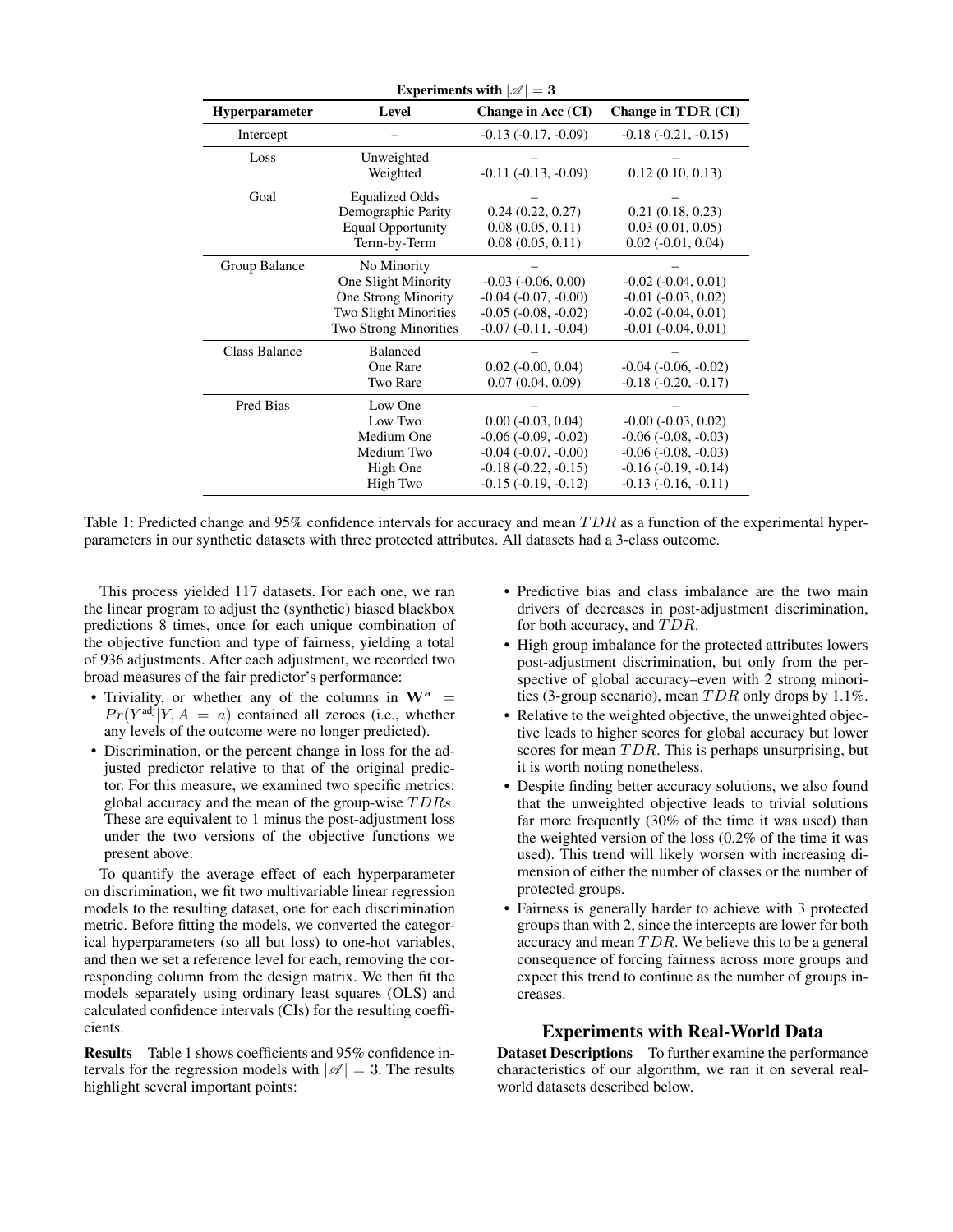**Experiments with $|\mathscr{A}| = \mathbf{3}$**

| Hyperparameter | Level | Change in Acc (CI) | Change in $\mathrm{TDR}$ (CI) |
|---|---|---|---|
| Intercept | – | -0.13 (-0.17, -0.09) | -0.18 (-0.21, -0.15) |
| Loss | Unweighted | – | – |
| | Weighted | -0.11 (-0.13, -0.09) | 0.12 (0.10, 0.13) |
| Goal | Equalized Odds | – | – |
| | Demographic Parity | 0.24 (0.22, 0.27) | 0.21 (0.18, 0.23) |
| | Equal Opportunity | 0.08 (0.05, 0.11) | 0.03 (0.01, 0.05) |
| | Term-by-Term | 0.08 (0.05, 0.11) | 0.02 (-0.01, 0.04) |
| Group Balance | No Minority | – | – |
| | One Slight Minority | -0.03 (-0.06, 0.00) | -0.02 (-0.04, 0.01) |
| | One Strong Minority | -0.04 (-0.07, -0.00) | -0.01 (-0.03, 0.02) |
| | Two Slight Minorities | -0.05 (-0.08, -0.02) | -0.02 (-0.04, 0.01) |
| | Two Strong Minorities | -0.07 (-0.11, -0.04) | -0.01 (-0.04, 0.01) |
| Class Balance | Balanced | – | – |
| | One Rare | 0.02 (-0.00, 0.04) | -0.04 (-0.06, -0.02) |
| | Two Rare | 0.07 (0.04, 0.09) | -0.18 (-0.20, -0.17) |
| Pred Bias | Low One | – | – |
| | Low Two | 0.00 (-0.03, 0.04) | -0.00 (-0.03, 0.02) |
| | Medium One | -0.06 (-0.09, -0.02) | -0.06 (-0.08, -0.03) |
| | Medium Two | -0.04 (-0.07, -0.00) | -0.06 (-0.08, -0.03) |
| | High One | -0.18 (-0.22, -0.15) | -0.16 (-0.19, -0.14) |
| | High Two | -0.15 (-0.19, -0.12) | -0.13 (-0.16, -0.11) |

Table 1: Predicted change and 95% confidence intervals for accuracy and mean $TDR$ as a function of the experimental hyperparameters in our synthetic datasets with three protected attributes. All datasets had a 3-class outcome.

This process yielded 117 datasets. For each one, we ran the linear program to adjust the (synthetic) biased blackbox predictions 8 times, once for each unique combination of the objective function and type of fairness, yielding a total of 936 adjustments. After each adjustment, we recorded two broad measures of the fair predictor's performance:

- Triviality, or whether any of the columns in $\mathbf{W^a} = Pr(Y^{\text{adj}}|Y, A = a)$ contained all zeroes (i.e., whether any levels of the outcome were no longer predicted).
- Discrimination, or the percent change in loss for the adjusted predictor relative to that of the original predictor. For this measure, we examined two specific metrics: global accuracy and the mean of the group-wise $TDRs$. These are equivalent to 1 minus the post-adjustment loss under the two versions of the objective functions we present above.

To quantify the average effect of each hyperparameter on discrimination, we fit two multivariable linear regression models to the resulting dataset, one for each discrimination metric. Before fitting the models, we converted the categorical hyperparameters (so all but loss) to one-hot variables, and then we set a reference level for each, removing the corresponding column from the design matrix. We then fit the models separately using ordinary least squares (OLS) and calculated confidence intervals (CIs) for the resulting coefficients.

**Results** Table 1 shows coefficients and 95% confidence intervals for the regression models with $|\mathscr{A}| = 3$. The results highlight several important points:

- Predictive bias and class imbalance are the two main drivers of decreases in post-adjustment discrimination, for both accuracy, and $TDR$.
- High group imbalance for the protected attributes lowers post-adjustment discrimination, but only from the perspective of global accuracy–even with 2 strong minorities (3-group scenario), mean $TDR$ only drops by 1.1%.
- Relative to the weighted objective, the unweighted objective leads to higher scores for global accuracy but lower scores for mean $TDR$. This is perhaps unsurprising, but it is worth noting nonetheless.
- Despite finding better accuracy solutions, we also found that the unweighted objective leads to trivial solutions far more frequently (30% of the time it was used) than the weighted version of the loss (0.2% of the time it was used). This trend will likely worsen with increasing dimension of either the number of classes or the number of protected groups.
- Fairness is generally harder to achieve with 3 protected groups than with 2, since the intercepts are lower for both accuracy and mean $TDR$. We believe this to be a general consequence of forcing fairness across more groups and expect this trend to continue as the number of groups increases.

## Experiments with Real-World Data

**Dataset Descriptions** To further examine the performance characteristics of our algorithm, we ran it on several real-world datasets described below.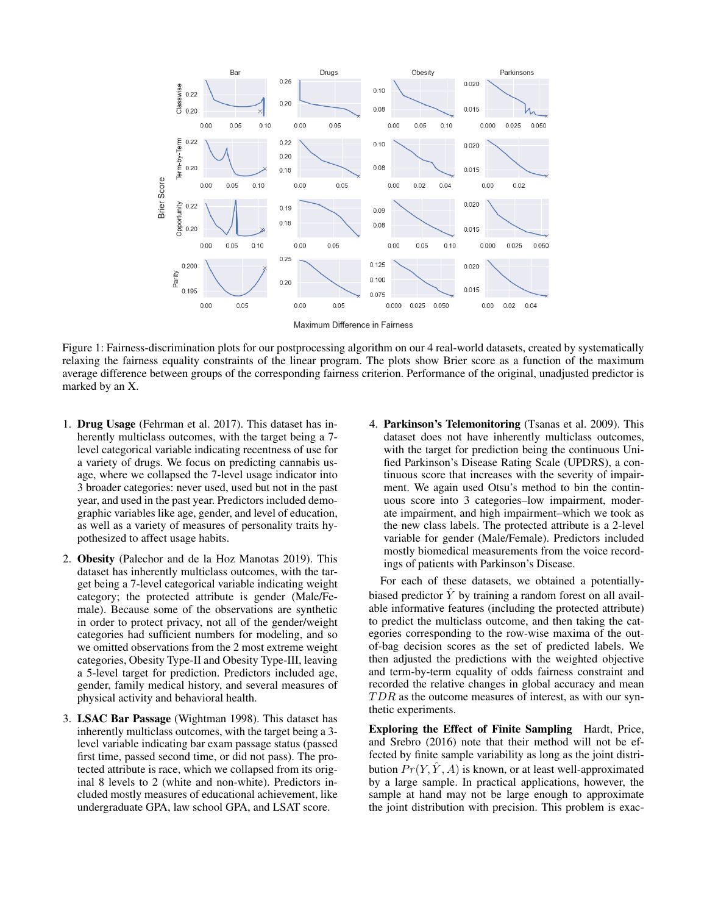Figure 1: Fairness-discrimination plots for our postprocessing algorithm on our 4 real-world datasets, created by systematically relaxing the fairness equality constraints of the linear program. The plots show Brier score as a function of the maximum average difference between groups of the corresponding fairness criterion. Performance of the original, unadjusted predictor is marked by an X.

1. **Drug Usage** (Fehrman et al. 2017). This dataset has inherently multiclass outcomes, with the target being a 7-level categorical variable indicating recentness of use for a variety of drugs. We focus on predicting cannabis usage, where we collapsed the 7-level usage indicator into 3 broader categories: never used, used but not in the past year, and used in the past year. Predictors included demographic variables like age, gender, and level of education, as well as a variety of measures of personality traits hypothesized to affect usage habits.

2. **Obesity** (Palechor and de la Hoz Manotas 2019). This dataset has inherently multiclass outcomes, with the target being a 7-level categorical variable indicating weight category; the protected attribute is gender (Male/Female). Because some of the observations are synthetic in order to protect privacy, not all of the gender/weight categories had sufficient numbers for modeling, and so we omitted observations from the 2 most extreme weight categories, Obesity Type-II and Obesity Type-III, leaving a 5-level target for prediction. Predictors included age, gender, family medical history, and several measures of physical activity and behavioral health.

3. **LSAC Bar Passage** (Wightman 1998). This dataset has inherently multiclass outcomes, with the target being a 3-level variable indicating bar exam passage status (passed first time, passed second time, or did not pass). The protected attribute is race, which we collapsed from its original 8 levels to 2 (white and non-white). Predictors included mostly measures of educational achievement, like undergraduate GPA, law school GPA, and LSAT score.

4. **Parkinson's Telemonitoring** (Tsanas et al. 2009). This dataset does not have inherently multiclass outcomes, with the target for prediction being the continuous Unified Parkinson's Disease Rating Scale (UPDRS), a continuous score that increases with the severity of impairment. We again used Otsu's method to bin the continuous score into 3 categories–low impairment, moderate impairment, and high impairment–which we took as the new class labels. The protected attribute is a 2-level variable for gender (Male/Female). Predictors included mostly biomedical measurements from the voice recordings of patients with Parkinson's Disease.

For each of these datasets, we obtained a potentially-biased predictor $\hat{Y}$ by training a random forest on all available informative features (including the protected attribute) to predict the multiclass outcome, and then taking the categories corresponding to the row-wise maxima of the out-of-bag decision scores as the set of predicted labels. We then adjusted the predictions with the weighted objective and term-by-term equality of odds fairness constraint and recorded the relative changes in global accuracy and mean $TDR$ as the outcome measures of interest, as with our synthetic experiments.

**Exploring the Effect of Finite Sampling** Hardt, Price, and Srebro (2016) note that their method will not be effected by finite sample variability as long as the joint distribution $Pr(Y, \hat{Y}, A)$ is known, or at least well-approximated by a large sample. In practical applications, however, the sample at hand may not be large enough to approximate the joint distribution with precision. This problem is exac-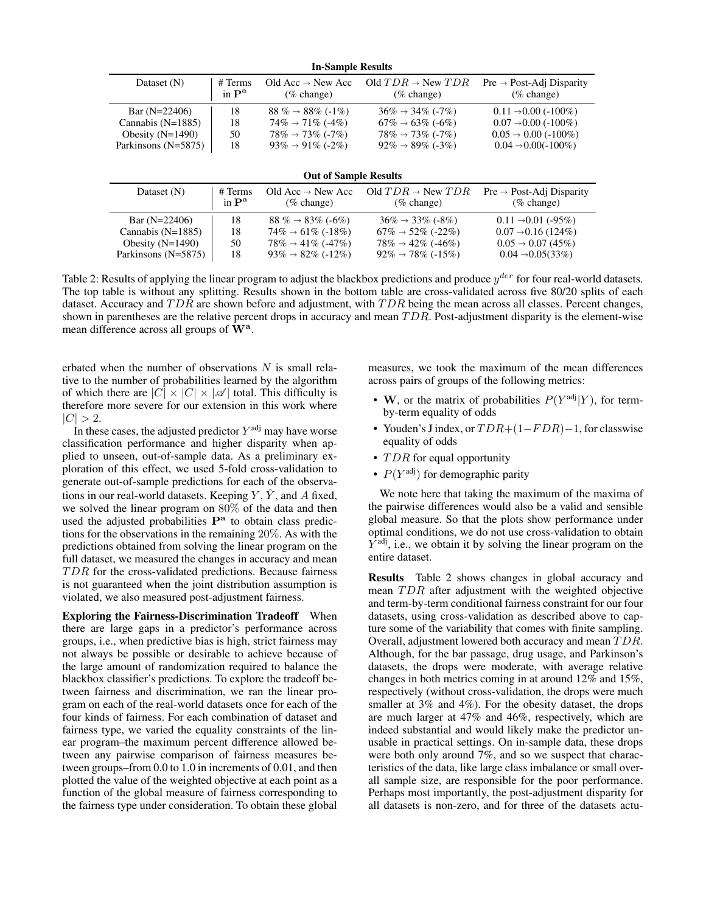**In-Sample Results**

| Dataset (N) | # Terms in $\mathbf{P^a}$ | Old Acc → New Acc (% change) | Old $TDR$ → New $TDR$ (% change) | Pre → Post-Adj Disparity (% change) |
|---|---|---|---|---|
| Bar (N=22406) | 18 | 88 % → 88% (-1%) | 36% → 34% (-7%) | 0.11 →0.00 (-100%) |
| Cannabis (N=1885) | 18 | 74% → 71% (-4%) | 67% → 63% (-6%) | 0.07 →0.00 (-100%) |
| Obesity (N=1490) | 50 | 78% → 73% (-7%) | 78% → 73% (-7%) | 0.05 → 0.00 (-100%) |
| Parkinsons (N=5875) | 18 | 93% → 91% (-2%) | 92% → 89% (-3%) | 0.04 →0.00(-100%) |

**Out of Sample Results**

| Dataset (N) | # Terms in $\mathbf{P^a}$ | Old Acc → New Acc (% change) | Old $TDR$ → New $TDR$ (% change) | Pre → Post-Adj Disparity (% change) |
|---|---|---|---|---|
| Bar (N=22406) | 18 | 88 % → 83% (-6%) | 36% → 33% (-8%) | 0.11 →0.01 (-95%) |
| Cannabis (N=1885) | 18 | 74% → 61% (-18%) | 67% → 52% (-22%) | 0.07 →0.16 (124%) |
| Obesity (N=1490) | 50 | 78% → 41% (-47%) | 78% → 42% (-46%) | 0.05 → 0.07 (45%) |
| Parkinsons (N=5875) | 18 | 93% → 82% (-12%) | 92% → 78% (-15%) | 0.04 →0.05(33%) |

Table 2: Results of applying the linear program to adjust the blackbox predictions and produce $y^{der}$ for four real-world datasets. The top table is without any splitting. Results shown in the bottom table are cross-validated across five 80/20 splits of each dataset. Accuracy and $TDR$ are shown before and adjustment, with $TDR$ being the mean across all classes. Percent changes, shown in parentheses are the relative percent drops in accuracy and mean $TDR$. Post-adjustment disparity is the element-wise mean difference across all groups of $\mathbf{W^a}$.

erbated when the number of observations $N$ is small relative to the number of probabilities learned by the algorithm of which there are $|C| \times |C| \times |\mathscr{A}|$ total. This difficulty is therefore more severe for our extension in this work where $|C| > 2$.

In these cases, the adjusted predictor $Y^{\text{adj}}$ may have worse classification performance and higher disparity when applied to unseen, out-of-sample data. As a preliminary exploration of this effect, we used 5-fold cross-validation to generate out-of-sample predictions for each of the observations in our real-world datasets. Keeping $Y$, $\hat{Y}$, and $A$ fixed, we solved the linear program on $80\%$ of the data and then used the adjusted probabilities $\mathbf{P^a}$ to obtain class predictions for the observations in the remaining $20\%$. As with the predictions obtained from solving the linear program on the full dataset, we measured the changes in accuracy and mean $TDR$ for the cross-validated predictions. Because fairness is not guaranteed when the joint distribution assumption is violated, we also measured post-adjustment fairness.

**Exploring the Fairness-Discrimination Tradeoff** When there are large gaps in a predictor's performance across groups, i.e., when predictive bias is high, strict fairness may not always be possible or desirable to achieve because of the large amount of randomization required to balance the blackbox classifier's predictions. To explore the tradeoff between fairness and discrimination, we ran the linear program on each of the real-world datasets once for each of the four kinds of fairness. For each combination of dataset and fairness type, we varied the equality constraints of the linear program–the maximum percent difference allowed between any pairwise comparison of fairness measures between groups–from 0.0 to 1.0 in increments of 0.01, and then plotted the value of the weighted objective at each point as a function of the global measure of fairness corresponding to the fairness type under consideration. To obtain these global measures, we took the maximum of the mean differences across pairs of groups of the following metrics:

- $\mathbf{W}$, or the matrix of probabilities $P(Y^{\text{adj}}|Y)$, for term-by-term equality of odds
- Youden's J index, or $TDR + (1 - FDR) - 1$, for classwise equality of odds
- $TDR$ for equal opportunity
- $P(Y^{\text{adj}})$ for demographic parity

We note here that taking the maximum of the maxima of the pairwise differences would also be a valid and sensible global measure. So that the plots show performance under optimal conditions, we do not use cross-validation to obtain $Y^{\text{adj}}$, i.e., we obtain it by solving the linear program on the entire dataset.

**Results** Table 2 shows changes in global accuracy and mean $TDR$ after adjustment with the weighted objective and term-by-term conditional fairness constraint for our four datasets, using cross-validation as described above to capture some of the variability that comes with finite sampling. Overall, adjustment lowered both accuracy and mean $TDR$. Although, for the bar passage, drug usage, and Parkinson's datasets, the drops were moderate, with average relative changes in both metrics coming in at around 12% and 15%, respectively (without cross-validation, the drops were much smaller at 3% and 4%). For the obesity dataset, the drops are much larger at 47% and 46%, respectively, which are indeed substantial and would likely make the predictor unusable in practical settings. On in-sample data, these drops were both only around 7%, and so we suspect that characteristics of the data, like large class imbalance or small overall sample size, are responsible for the poor performance. Perhaps most importantly, the post-adjustment disparity for all datasets is non-zero, and for three of the datasets actu-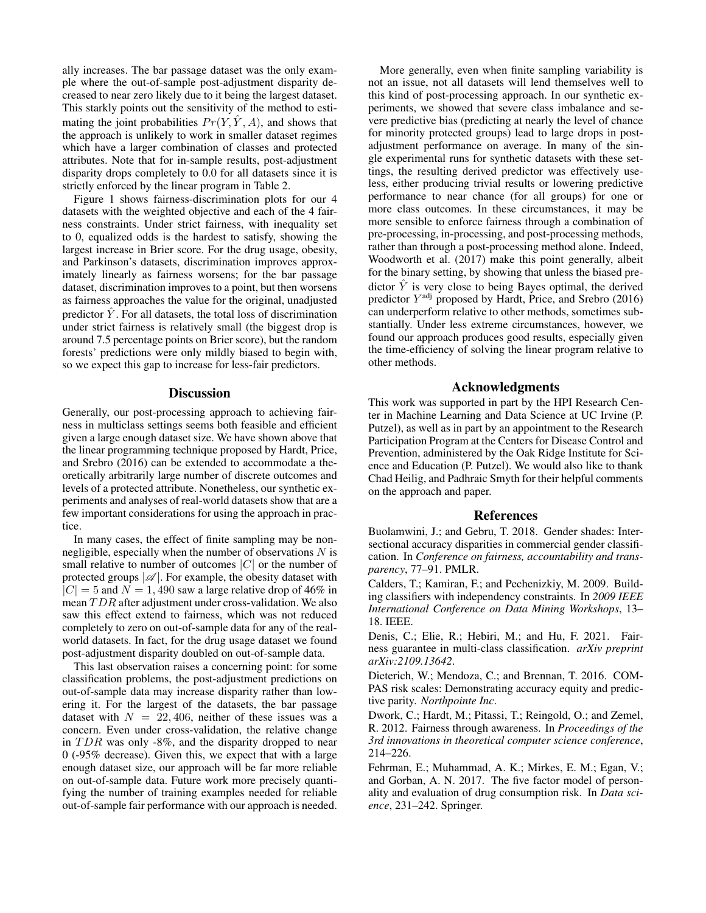ally increases. The bar passage dataset was the only example where the out-of-sample post-adjustment disparity decreased to near zero likely due to it being the largest dataset. This starkly points out the sensitivity of the method to estimating the joint probabilities $Pr(Y, \hat{Y}, A)$, and shows that the approach is unlikely to work in smaller dataset regimes which have a larger combination of classes and protected attributes. Note that for in-sample results, post-adjustment disparity drops completely to 0.0 for all datasets since it is strictly enforced by the linear program in Table 2.

Figure 1 shows fairness-discrimination plots for our 4 datasets with the weighted objective and each of the 4 fairness constraints. Under strict fairness, with inequality set to 0, equalized odds is the hardest to satisfy, showing the largest increase in Brier score. For the drug usage, obesity, and Parkinson's datasets, discrimination improves approximately linearly as fairness worsens; for the bar passage dataset, discrimination improves to a point, but then worsens as fairness approaches the value for the original, unadjusted predictor $\hat{Y}$. For all datasets, the total loss of discrimination under strict fairness is relatively small (the biggest drop is around 7.5 percentage points on Brier score), but the random forests' predictions were only mildly biased to begin with, so we expect this gap to increase for less-fair predictors.

## Discussion

Generally, our post-processing approach to achieving fairness in multiclass settings seems both feasible and efficient given a large enough dataset size. We have shown above that the linear programming technique proposed by Hardt, Price, and Srebro (2016) can be extended to accommodate a theoretically arbitrarily large number of discrete outcomes and levels of a protected attribute. Nonetheless, our synthetic experiments and analyses of real-world datasets show that are a few important considerations for using the approach in practice.

In many cases, the effect of finite sampling may be non-negligible, especially when the number of observations $N$ is small relative to number of outcomes $|C|$ or the number of protected groups $|\mathscr{A}|$. For example, the obesity dataset with $|C| = 5$ and $N = 1,490$ saw a large relative drop of 46% in mean $TDR$ after adjustment under cross-validation. We also saw this effect extend to fairness, which was not reduced completely to zero on out-of-sample data for any of the real-world datasets. In fact, for the drug usage dataset we found post-adjustment disparity doubled on out-of-sample data.

This last observation raises a concerning point: for some classification problems, the post-adjustment predictions on out-of-sample data may increase disparity rather than lowering it. For the largest of the datasets, the bar passage dataset with $N = 22,406$, neither of these issues was a concern. Even under cross-validation, the relative change in $TDR$ was only -8%, and the disparity dropped to near 0 (-95% decrease). Given this, we expect that with a large enough dataset size, our approach will be far more reliable on out-of-sample data. Future work more precisely quantifying the number of training examples needed for reliable out-of-sample fair performance with our approach is needed.

More generally, even when finite sampling variability is not an issue, not all datasets will lend themselves well to this kind of post-processing approach. In our synthetic experiments, we showed that severe class imbalance and severe predictive bias (predicting at nearly the level of chance for minority protected groups) lead to large drops in post-adjustment performance on average. In many of the single experimental runs for synthetic datasets with these settings, the resulting derived predictor was effectively useless, either producing trivial results or lowering predictive performance to near chance (for all groups) for one or more class outcomes. In these circumstances, it may be more sensible to enforce fairness through a combination of pre-processing, in-processing, and post-processing methods, rather than through a post-processing method alone. Indeed, Woodworth et al. (2017) make this point generally, albeit for the binary setting, by showing that unless the biased predictor $\hat{Y}$ is very close to being Bayes optimal, the derived predictor $Y^{\text{adj}}$ proposed by Hardt, Price, and Srebro (2016) can underperform relative to other methods, sometimes substantially. Under less extreme circumstances, however, we found our approach produces good results, especially given the time-efficiency of solving the linear program relative to other methods.

## Acknowledgments

This work was supported in part by the HPI Research Center in Machine Learning and Data Science at UC Irvine (P. Putzel), as well as in part by an appointment to the Research Participation Program at the Centers for Disease Control and Prevention, administered by the Oak Ridge Institute for Science and Education (P. Putzel). We would also like to thank Chad Heilig, and Padhraic Smyth for their helpful comments on the approach and paper.

## References

Buolamwini, J.; and Gebru, T. 2018. Gender shades: Intersectional accuracy disparities in commercial gender classification. In *Conference on fairness, accountability and transparency*, 77–91. PMLR.

Calders, T.; Kamiran, F.; and Pechenizkiy, M. 2009. Building classifiers with independency constraints. In *2009 IEEE International Conference on Data Mining Workshops*, 13–18. IEEE.

Denis, C.; Elie, R.; Hebiri, M.; and Hu, F. 2021. Fairness guarantee in multi-class classification. *arXiv preprint arXiv:2109.13642*.

Dieterich, W.; Mendoza, C.; and Brennan, T. 2016. COMPAS risk scales: Demonstrating accuracy equity and predictive parity. *Northpointe Inc*.

Dwork, C.; Hardt, M.; Pitassi, T.; Reingold, O.; and Zemel, R. 2012. Fairness through awareness. In *Proceedings of the 3rd innovations in theoretical computer science conference*, 214–226.

Fehrman, E.; Muhammad, A. K.; Mirkes, E. M.; Egan, V.; and Gorban, A. N. 2017. The five factor model of personality and evaluation of drug consumption risk. In *Data science*, 231–242. Springer.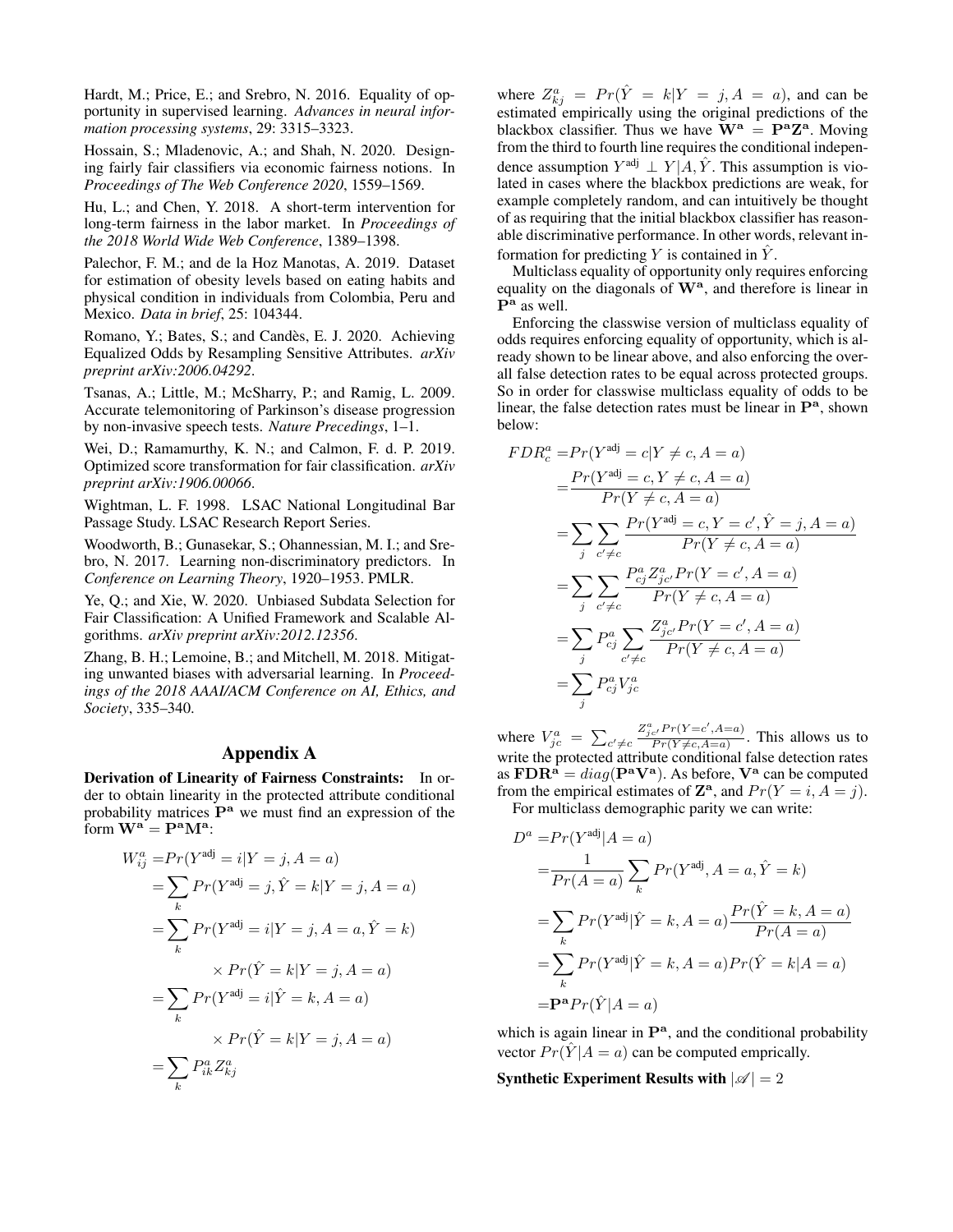Hardt, M.; Price, E.; and Srebro, N. 2016. Equality of opportunity in supervised learning. *Advances in neural information processing systems*, 29: 3315–3323.

Hossain, S.; Mladenovic, A.; and Shah, N. 2020. Designing fairly fair classifiers via economic fairness notions. In *Proceedings of The Web Conference 2020*, 1559–1569.

Hu, L.; and Chen, Y. 2018. A short-term intervention for long-term fairness in the labor market. In *Proceedings of the 2018 World Wide Web Conference*, 1389–1398.

Palechor, F. M.; and de la Hoz Manotas, A. 2019. Dataset for estimation of obesity levels based on eating habits and physical condition in individuals from Colombia, Peru and Mexico. *Data in brief*, 25: 104344.

Romano, Y.; Bates, S.; and Candès, E. J. 2020. Achieving Equalized Odds by Resampling Sensitive Attributes. *arXiv preprint arXiv:2006.04292*.

Tsanas, A.; Little, M.; McSharry, P.; and Ramig, L. 2009. Accurate telemonitoring of Parkinson's disease progression by non-invasive speech tests. *Nature Precedings*, 1–1.

Wei, D.; Ramamurthy, K. N.; and Calmon, F. d. P. 2019. Optimized score transformation for fair classification. *arXiv preprint arXiv:1906.00066*.

Wightman, L. F. 1998. LSAC National Longitudinal Bar Passage Study. LSAC Research Report Series.

Woodworth, B.; Gunasekar, S.; Ohannessian, M. I.; and Srebro, N. 2017. Learning non-discriminatory predictors. In *Conference on Learning Theory*, 1920–1953. PMLR.

Ye, Q.; and Xie, W. 2020. Unbiased Subdata Selection for Fair Classification: A Unified Framework and Scalable Algorithms. *arXiv preprint arXiv:2012.12356*.

Zhang, B. H.; Lemoine, B.; and Mitchell, M. 2018. Mitigating unwanted biases with adversarial learning. In *Proceedings of the 2018 AAAI/ACM Conference on AI, Ethics, and Society*, 335–340.

## Appendix A

**Derivation of Linearity of Fairness Constraints:** In order to obtain linearity in the protected attribute conditional probability matrices $\mathbf{P^a}$ we must find an expression of the form $\mathbf{W^a} = \mathbf{P^a M^a}$:

$$
\begin{aligned}
W^a_{ij} =& Pr(Y^{\text{adj}} = i | Y = j, A = a) \\
=& \sum_k Pr(Y^{\text{adj}} = j, \hat{Y} = k | Y = j, A = a) \\
=& \sum_k Pr(Y^{\text{adj}} = i | Y = j, A = a, \hat{Y} = k) \\
& \times Pr(\hat{Y} = k | Y = j, A = a) \\
=& \sum_k Pr(Y^{\text{adj}} = i | \hat{Y} = k, A = a) \\
& \times Pr(\hat{Y} = k | Y = j, A = a) \\
=& \sum_k P^a_{ik} Z^a_{kj}
\end{aligned}
$$

where $Z^a_{kj} = Pr(\hat{Y} = k | Y = j, A = a)$, and can be estimated empirically using the original predictions of the blackbox classifier. Thus we have $\mathbf{W^a} = \mathbf{P^a Z^a}$. Moving from the third to fourth line requires the conditional independence assumption $Y^{\text{adj}} \perp Y | A, \hat{Y}$. This assumption is violated in cases where the blackbox predictions are weak, for example completely random, and can intuitively be thought of as requiring that the initial blackbox classifier has reasonable discriminative performance. In other words, relevant information for predicting $Y$ is contained in $\hat{Y}$.

Multiclass equality of opportunity only requires enforcing equality on the diagonals of $\mathbf{W^a}$, and therefore is linear in $\mathbf{P^a}$ as well.

Enforcing the classwise version of multiclass equality of odds requires enforcing equality of opportunity, which is already shown to be linear above, and also enforcing the overall false detection rates to be equal across protected groups. So in order for classwise multiclass equality of odds to be linear, the false detection rates must be linear in $\mathbf{P^a}$, shown below:

$$
\begin{aligned}
FDR^a_c =& Pr(Y^{\text{adj}} = c | Y \neq c, A = a) \\
=& \frac{Pr(Y^{\text{adj}} = c, Y \neq c, A = a)}{Pr(Y \neq c, A = a)} \\
=& \sum_j \sum_{c' \neq c} \frac{Pr(Y^{\text{adj}} = c, Y = c', \hat{Y} = j, A = a)}{Pr(Y \neq c, A = a)} \\
=& \sum_j \sum_{c' \neq c} \frac{P^a_{cj} Z^a_{jc'} Pr(Y = c', A = a)}{Pr(Y \neq c, A = a)} \\
=& \sum_j P^a_{cj} \sum_{c' \neq c} \frac{Z^a_{jc'} Pr(Y = c', A = a)}{Pr(Y \neq c, A = a)} \\
=& \sum_j P^a_{cj} V^a_{jc}
\end{aligned}
$$

where $V^a_{jc} = \sum_{c' \neq c} \frac{Z^a_{jc'} Pr(Y = c', A = a)}{Pr(Y \neq c, A = a)}$. This allows us to write the protected attribute conditional false detection rates as $\mathbf{FDR^a} = diag(\mathbf{P^a V^a})$. As before, $\mathbf{V^a}$ can be computed from the empirical estimates of $\mathbf{Z^a}$, and $Pr(Y = i, A = j)$.

For multiclass demographic parity we can write:

$$
\begin{aligned}
D^a =& Pr(Y^{\text{adj}} | A = a) \\
=& \frac{1}{Pr(A = a)} \sum_k Pr(Y^{\text{adj}}, A = a, \hat{Y} = k) \\
=& \sum_k Pr(Y^{\text{adj}} | \hat{Y} = k, A = a) \frac{Pr(\hat{Y} = k, A = a)}{Pr(A = a)} \\
=& \sum_k Pr(Y^{\text{adj}} | \hat{Y} = k, A = a) Pr(\hat{Y} = k | A = a) \\
=& \mathbf{P^a} Pr(\hat{Y} | A = a)
\end{aligned}
$$

which is again linear in $\mathbf{P^a}$, and the conditional probability vector $Pr(\hat{Y} | A = a)$ can be computed emprically.

**Synthetic Experiment Results with $|\mathscr{A}| = 2$**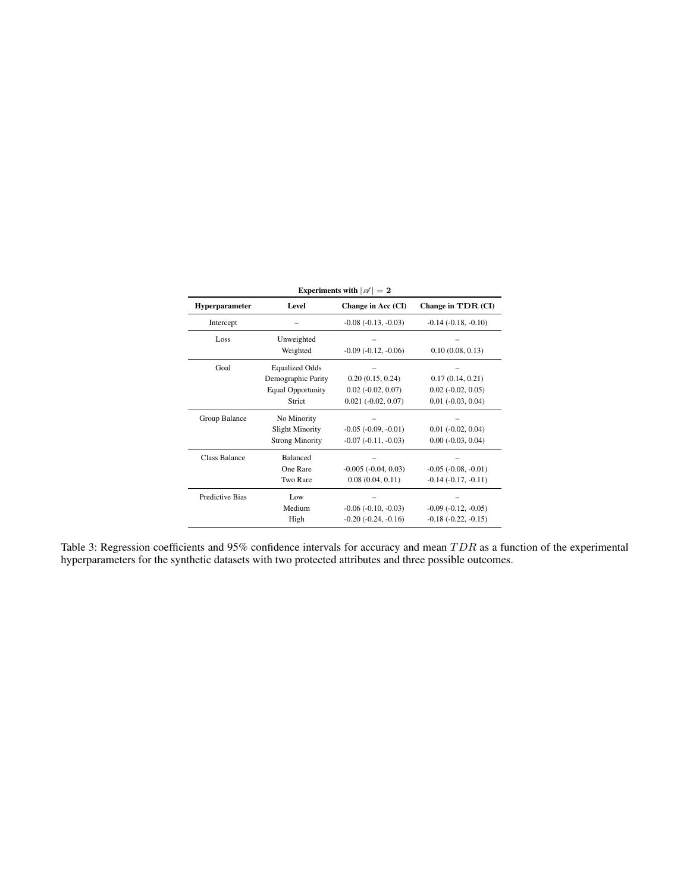**Experiments with $|\mathscr{A}| = 2$**

| Hyperparameter | Level | Change in Acc (CI) | Change in $\mathrm{TDR}$ (CI) |
|---|---|---|---|
| Intercept | – | -0.08 (-0.13, -0.03) | -0.14 (-0.18, -0.10) |
| Loss | Unweighted | – | – |
| | Weighted | -0.09 (-0.12, -0.06) | 0.10 (0.08, 0.13) |
| Goal | Equalized Odds | – | – |
| | Demographic Parity | 0.20 (0.15, 0.24) | 0.17 (0.14, 0.21) |
| | Equal Opportunity | 0.02 (-0.02, 0.07) | 0.02 (-0.02, 0.05) |
| | Strict | 0.021 (-0.02, 0.07) | 0.01 (-0.03, 0.04) |
| Group Balance | No Minority | – | – |
| | Slight Minority | -0.05 (-0.09, -0.01) | 0.01 (-0.02, 0.04) |
| | Strong Minority | -0.07 (-0.11, -0.03) | 0.00 (-0.03, 0.04) |
| Class Balance | Balanced | – | – |
| | One Rare | -0.005 (-0.04, 0.03) | -0.05 (-0.08, -0.01) |
| | Two Rare | 0.08 (0.04, 0.11) | -0.14 (-0.17, -0.11) |
| Predictive Bias | Low | – | – |
| | Medium | -0.06 (-0.10, -0.03) | -0.09 (-0.12, -0.05) |
| | High | -0.20 (-0.24, -0.16) | -0.18 (-0.22, -0.15) |

Table 3: Regression coefficients and 95% confidence intervals for accuracy and mean $TDR$ as a function of the experimental hyperparameters for the synthetic datasets with two protected attributes and three possible outcomes.